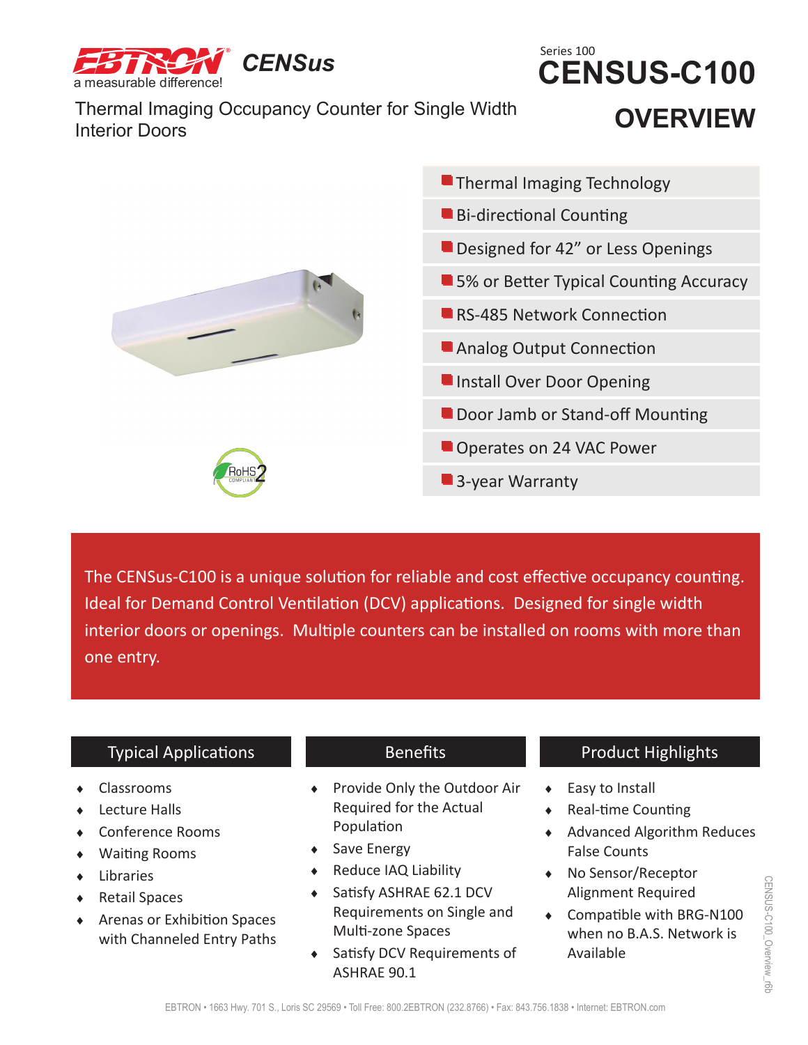EBTRON® CENSus

a measurable difference!

Series 100

# CENSUS-C100

## OVERVIEW

Thermal Imaging Occupancy Counter for Single Width Interior Doors

- Thermal Imaging Technology
- Bi-directional Counting
- Designed for 42” or Less Openings
- 5% or Better Typical Counting Accuracy
- RS-485 Network Connection
- Analog Output Connection
- Install Over Door Opening
- Door Jamb or Stand-off Mounting
- Operates on 24 VAC Power
- 3-year Warranty

RoHS 2 COMPLIANT

The CENSus-C100 is a unique solution for reliable and cost effective occupancy counting. Ideal for Demand Control Ventilation (DCV) applications. Designed for single width interior doors or openings. Multiple counters can be installed on rooms with more than one entry.

### Typical Applications

- Classrooms
- Lecture Halls
- Conference Rooms
- Waiting Rooms
- Libraries
- Retail Spaces
- Arenas or Exhibition Spaces with Channeled Entry Paths

### Benefits

- Provide Only the Outdoor Air Required for the Actual Population
- Save Energy
- Reduce IAQ Liability
- Satisfy ASHRAE 62.1 DCV Requirements on Single and Multi-zone Spaces
- Satisfy DCV Requirements of ASHRAE 90.1

### Product Highlights

- Easy to Install
- Real-time Counting
- Advanced Algorithm Reduces False Counts
- No Sensor/Receptor Alignment Required
- Compatible with BRG-N100 when no B.A.S. Network is Available

CENSUS-C100_Overview_r6b

EBTRON • 1663 Hwy. 701 S., Loris SC 29569 • Toll Free: 800.2EBTRON (232.8766) • Fax: 843.756.1838 • Internet: EBTRON.com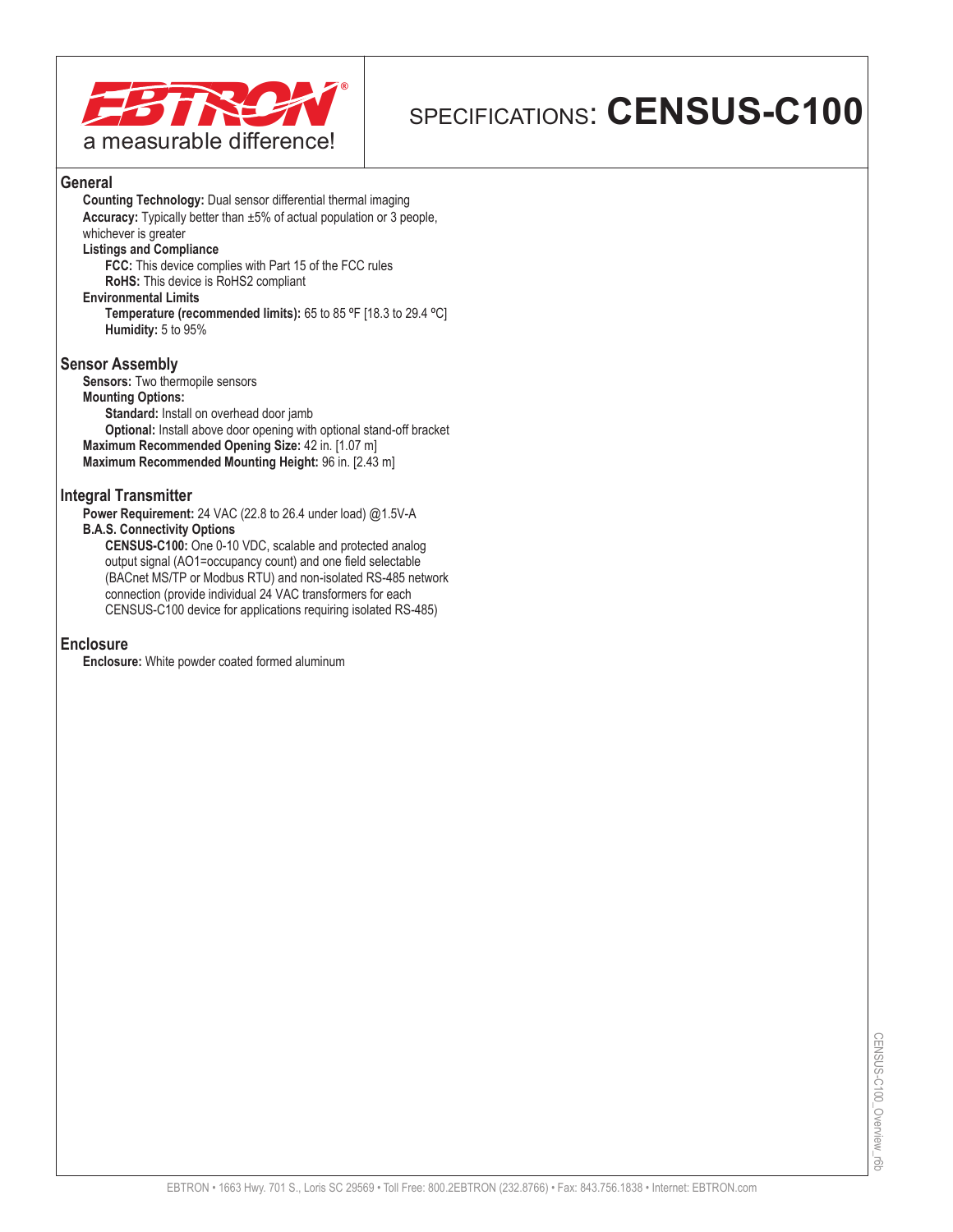EBTRON®
a measurable difference!

# SPECIFICATIONS: CENSUS-C100

## General

**Counting Technology:** Dual sensor differential thermal imaging
**Accuracy:** Typically better than ±5% of actual population or 3 people, whichever is greater
**Listings and Compliance**
- **FCC:** This device complies with Part 15 of the FCC rules
- **RoHS:** This device is RoHS2 compliant

**Environmental Limits**
- **Temperature (recommended limits):** 65 to 85 ºF [18.3 to 29.4 ºC]
- **Humidity:** 5 to 95%

## Sensor Assembly

**Sensors:** Two thermopile sensors
**Mounting Options:**
- **Standard:** Install on overhead door jamb
- **Optional:** Install above door opening with optional stand-off bracket

**Maximum Recommended Opening Size:** 42 in. [1.07 m]
**Maximum Recommended Mounting Height:** 96 in. [2.43 m]

## Integral Transmitter

**Power Requirement:** 24 VAC (22.8 to 26.4 under load) @1.5V-A
**B.A.S. Connectivity Options**
- **CENSUS-C100:** One 0-10 VDC, scalable and protected analog output signal (AO1=occupancy count) and one field selectable (BACnet MS/TP or Modbus RTU) and non-isolated RS-485 network connection (provide individual 24 VAC transformers for each CENSUS-C100 device for applications requiring isolated RS-485)

## Enclosure

**Enclosure:** White powder coated formed aluminum

CENSUS-C100_Overview_r6b

EBTRON • 1663 Hwy. 701 S., Loris SC 29569 • Toll Free: 800.2EBTRON (232.8766) • Fax: 843.756.1838 • Internet: EBTRON.com